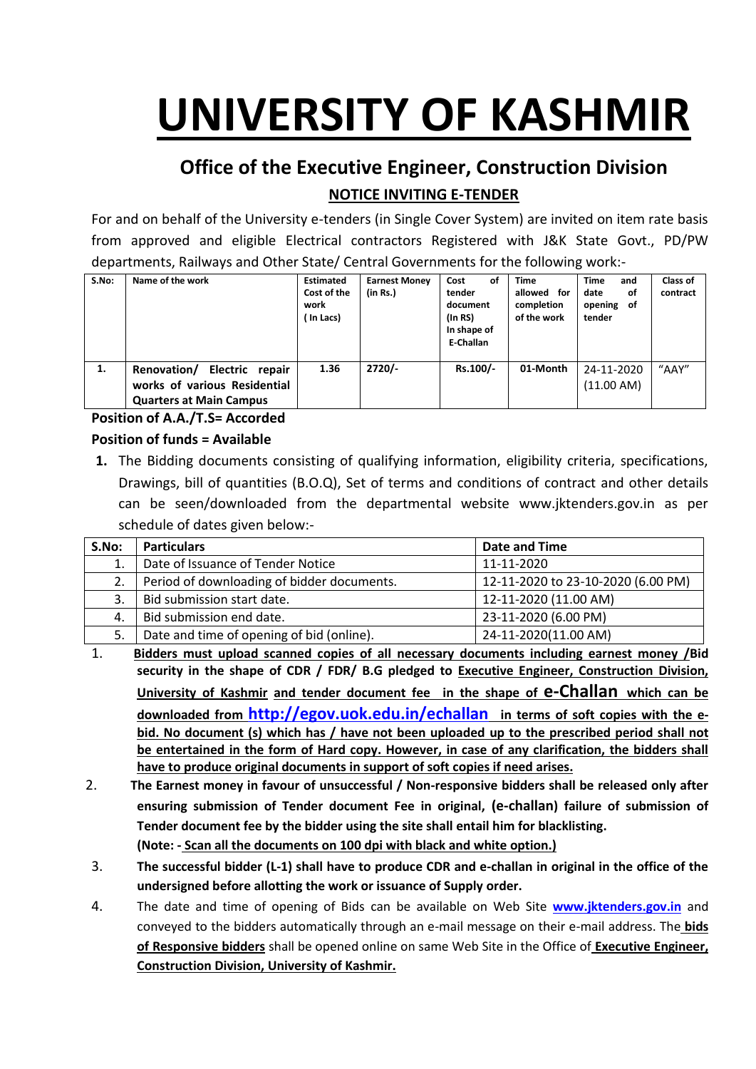# UNIVERSITY OF KASHMIR

## Office of the Executive Engineer, Construction Division

### NOTICE INVITING E-TENDER

For and on behalf of the University e-tenders (in Single Cover System) are invited on item rate basis from approved and eligible Electrical contractors Registered with J&K State Govt., PD/PW departments, Railways and Other State/ Central Governments for the following work:-

| S.No: | Name of the work | Estimated Cost of the work ( In Lacs) | Earnest Money (in Rs.) | Cost of tender document (In RS) In shape of E-Challan | Time allowed for completion of the work | Time and date of opening of tender | Class of contract |
|---|---|---|---|---|---|---|---|
| 1. | **Renovation/ Electric repair works of various Residential Quarters at Main Campus** | **1.36** | **2720/-** | **Rs.100/-** | **01-Month** | 24-11-2020 (11.00 AM) | "AAY" |

**Position of A.A./T.S= Accorded**

**Position of funds = Available**

1. The Bidding documents consisting of qualifying information, eligibility criteria, specifications, Drawings, bill of quantities (B.O.Q), Set of terms and conditions of contract and other details can be seen/downloaded from the departmental website www.jktenders.gov.in as per schedule of dates given below:-

| S.No: | Particulars | Date and Time |
|---|---|---|
| 1. | Date of Issuance of Tender Notice | 11-11-2020 |
| 2. | Period of downloading of bidder documents. | 12-11-2020 to 23-10-2020 (6.00 PM) |
| 3. | Bid submission start date. | 12-11-2020 (11.00 AM) |
| 4. | Bid submission end date. | 23-11-2020 (6.00 PM) |
| 5. | Date and time of opening of bid (online). | 24-11-2020(11.00 AM) |

1. **Bidders must upload scanned copies of all necessary documents including earnest money /Bid security in the shape of CDR / FDR/ B.G pledged to Executive Engineer, Construction Division, University of Kashmir and tender document fee in the shape of e-Challan which can be downloaded from http://egov.uok.edu.in/echallan in terms of soft copies with the e-bid. No document (s) which has / have not been uploaded up to the prescribed period shall not be entertained in the form of Hard copy. However, in case of any clarification, the bidders shall have to produce original documents in support of soft copies if need arises.**
2. **The Earnest money in favour of unsuccessful / Non-responsive bidders shall be released only after ensuring submission of Tender document Fee in original, (e-challan) failure of submission of Tender document fee by the bidder using the site shall entail him for blacklisting.**
   **(Note: - Scan all the documents on 100 dpi with black and white option.)**
3. **The successful bidder (L-1) shall have to produce CDR and e-challan in original in the office of the undersigned before allotting the work or issuance of Supply order.**
4. The date and time of opening of Bids can be available on Web Site **www.jktenders.gov.in** and conveyed to the bidders automatically through an e-mail message on their e-mail address. The **bids of Responsive bidders** shall be opened online on same Web Site in the Office of **Executive Engineer, Construction Division, University of Kashmir.**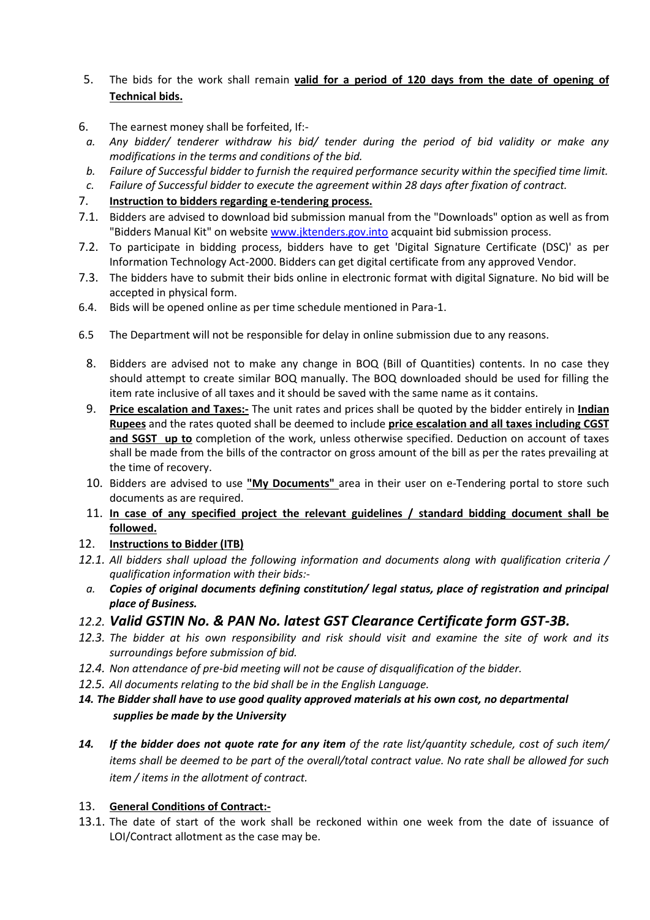5. The bids for the work shall remain **valid for a period of 120 days from the date of opening of Technical bids.**

6. The earnest money shall be forfeited, If:-
   a. *Any bidder/ tenderer withdraw his bid/ tender during the period of bid validity or make any modifications in the terms and conditions of the bid.*
   b. *Failure of Successful bidder to furnish the required performance security within the specified time limit.*
   c. *Failure of Successful bidder to execute the agreement within 28 days after fixation of contract.*

7. **Instruction to bidders regarding e-tendering process.**

7.1. Bidders are advised to download bid submission manual from the "Downloads" option as well as from "Bidders Manual Kit" on website www.jktenders.gov.into acquaint bid submission process.

7.2. To participate in bidding process, bidders have to get 'Digital Signature Certificate (DSC)' as per Information Technology Act-2000. Bidders can get digital certificate from any approved Vendor.

7.3. The bidders have to submit their bids online in electronic format with digital Signature. No bid will be accepted in physical form.

6.4. Bids will be opened online as per time schedule mentioned in Para-1.

6.5 The Department will not be responsible for delay in online submission due to any reasons.

8. Bidders are advised not to make any change in BOQ (Bill of Quantities) contents. In no case they should attempt to create similar BOQ manually. The BOQ downloaded should be used for filling the item rate inclusive of all taxes and it should be saved with the same name as it contains.

9. **Price escalation and Taxes:-** The unit rates and prices shall be quoted by the bidder entirely in **Indian Rupees** and the rates quoted shall be deemed to include **price escalation and all taxes including CGST and SGST up to** completion of the work, unless otherwise specified. Deduction on account of taxes shall be made from the bills of the contractor on gross amount of the bill as per the rates prevailing at the time of recovery.

10. Bidders are advised to use **"My Documents"** area in their user on e-Tendering portal to store such documents as are required.

11. **In case of any specified project the relevant guidelines / standard bidding document shall be followed.**

12. **Instructions to Bidder (ITB)**

*12.1. All bidders shall upload the following information and documents along with qualification criteria / qualification information with their bids:-*

   a. ***Copies of original documents defining constitution/ legal status, place of registration and principal place of Business.***

*12.2.* ***Valid GSTIN No. & PAN No. latest GST Clearance Certificate form GST-3B.***

*12.3. The bidder at his own responsibility and risk should visit and examine the site of work and its surroundings before submission of bid.*

*12.4. Non attendance of pre-bid meeting will not be cause of disqualification of the bidder.*

*12.5. All documents relating to the bid shall be in the English Language.*

***14. The Bidder shall have to use good quality approved materials at his own cost, no departmental supplies be made by the University***

***14. If the bidder does not quote rate for any item*** *of the rate list/quantity schedule, cost of such item/ items shall be deemed to be part of the overall/total contract value. No rate shall be allowed for such item / items in the allotment of contract.*

13. **General Conditions of Contract:-**

13.1. The date of start of the work shall be reckoned within one week from the date of issuance of LOI/Contract allotment as the case may be.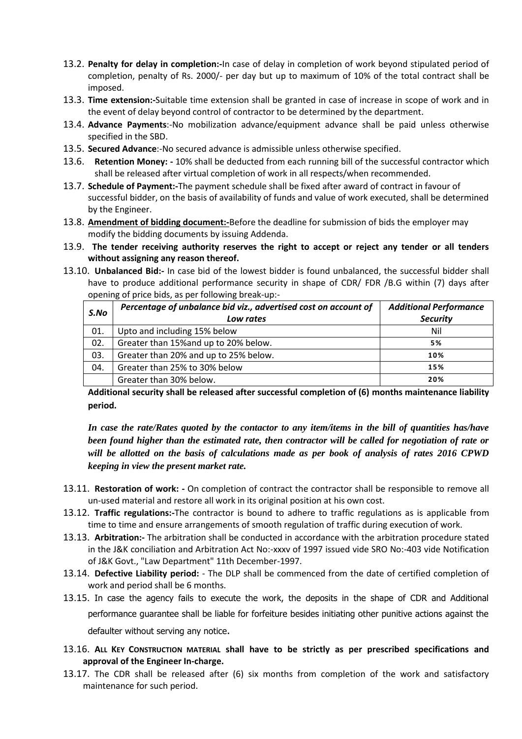13.2. **Penalty for delay in completion:-**In case of delay in completion of work beyond stipulated period of completion, penalty of Rs. 2000/- per day but up to maximum of 10% of the total contract shall be imposed.

13.3. **Time extension:-**Suitable time extension shall be granted in case of increase in scope of work and in the event of delay beyond control of contractor to be determined by the department.

13.4. **Advance Payments**:-No mobilization advance/equipment advance shall be paid unless otherwise specified in the SBD.

13.5. **Secured Advance**:-No secured advance is admissible unless otherwise specified.

13.6. **Retention Money: -** 10% shall be deducted from each running bill of the successful contractor which shall be released after virtual completion of work in all respects/when recommended.

13.7. **Schedule of Payment:-**The payment schedule shall be fixed after award of contract in favour of successful bidder, on the basis of availability of funds and value of work executed, shall be determined by the Engineer.

13.8. **<u>Amendment of bidding document:-</u>**Before the deadline for submission of bids the employer may modify the bidding documents by issuing Addenda.

13.9. **The tender receiving authority reserves the right to accept or reject any tender or all tenders without assigning any reason thereof.**

13.10. **Unbalanced Bid:-** In case bid of the lowest bidder is found unbalanced, the successful bidder shall have to produce additional performance security in shape of CDR/ FDR /B.G within (7) days after opening of price bids, as per following break-up:-

| ***S.No*** | ***Percentage of unbalance bid viz., advertised cost on account of Low rates*** | ***Additional Performance Security*** |
|---|---|---|
| 01. | Upto and including 15% below | Nil |
| 02. | Greater than 15%and up to 20% below. | 5% |
| 03. | Greater than 20% and up to 25% below. | 10% |
| 04. | Greater than 25% to 30% below | 15% |
| | Greater than 30% below. | 20% |

**Additional security shall be released after successful completion of (6) months maintenance liability period.**

***In case the rate/Rates quoted by the contactor to any item/items in the bill of quantities has/have been found higher than the estimated rate, then contractor will be called for negotiation of rate or will be allotted on the basis of calculations made as per book of analysis of rates 2016 CPWD keeping in view the present market rate.***

13.11. **Restoration of work: -** On completion of contract the contractor shall be responsible to remove all un-used material and restore all work in its original position at his own cost.

13.12. **Traffic regulations:-**The contractor is bound to adhere to traffic regulations as is applicable from time to time and ensure arrangements of smooth regulation of traffic during execution of work.

13.13. **Arbitration:-** The arbitration shall be conducted in accordance with the arbitration procedure stated in the J&K conciliation and Arbitration Act No:-xxxv of 1997 issued vide SRO No:-403 vide Notification of J&K Govt., "Law Department" 11th December-1997.

13.14. **Defective Liability period:** - The DLP shall be commenced from the date of certified completion of work and period shall be 6 months.

13.15. In case the agency fails to execute the work, the deposits in the shape of CDR and Additional performance guarantee shall be liable for forfeiture besides initiating other punitive actions against the defaulter without serving any notice.

13.16. **ALL KEY CONSTRUCTION MATERIAL shall have to be strictly as per prescribed specifications and approval of the Engineer In-charge.**

13.17. The CDR shall be released after (6) six months from completion of the work and satisfactory maintenance for such period.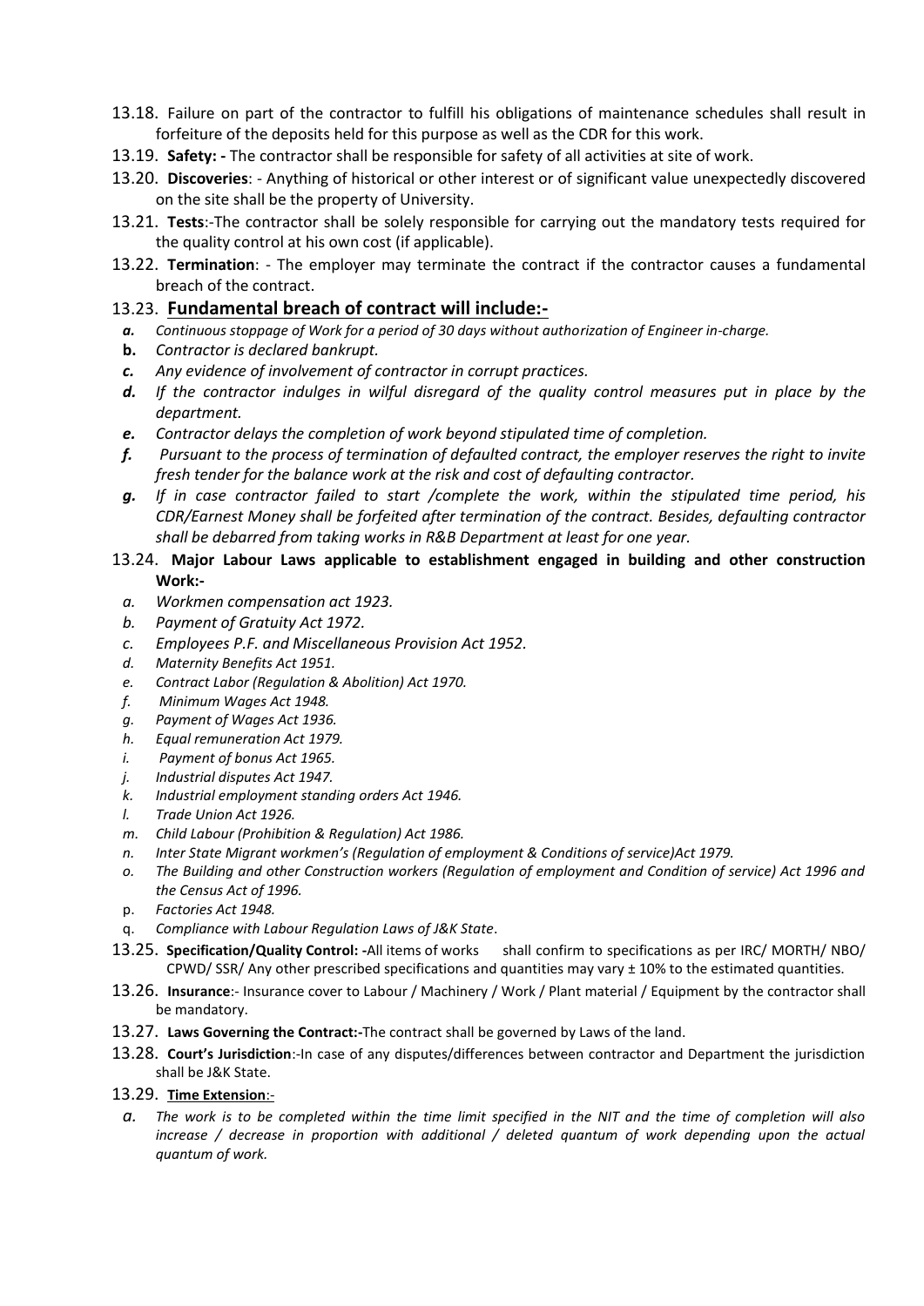13.18. Failure on part of the contractor to fulfill his obligations of maintenance schedules shall result in forfeiture of the deposits held for this purpose as well as the CDR for this work.

13.19. **Safety: -** The contractor shall be responsible for safety of all activities at site of work.

13.20. **Discoveries**: - Anything of historical or other interest or of significant value unexpectedly discovered on the site shall be the property of University.

13.21. **Tests**:-The contractor shall be solely responsible for carrying out the mandatory tests required for the quality control at his own cost (if applicable).

13.22. **Termination**: - The employer may terminate the contract if the contractor causes a fundamental breach of the contract.

13.23. **Fundamental breach of contract will include:-**

- ***a.*** *Continuous stoppage of Work for a period of 30 days without authorization of Engineer in-charge.*
- **b.** *Contractor is declared bankrupt.*
- ***c.*** *Any evidence of involvement of contractor in corrupt practices.*
- ***d.*** *If the contractor indulges in wilful disregard of the quality control measures put in place by the department.*
- ***e.*** *Contractor delays the completion of work beyond stipulated time of completion.*
- ***f.*** *Pursuant to the process of termination of defaulted contract, the employer reserves the right to invite fresh tender for the balance work at the risk and cost of defaulting contractor.*
- ***g.*** *If in case contractor failed to start /complete the work, within the stipulated time period, his CDR/Earnest Money shall be forfeited after termination of the contract. Besides, defaulting contractor shall be debarred from taking works in R&B Department at least for one year.*

13.24. **Major Labour Laws applicable to establishment engaged in building and other construction Work:-**

- *a.* *Workmen compensation act 1923.*
- *b.* *Payment of Gratuity Act 1972.*
- *c.* *Employees P.F. and Miscellaneous Provision Act 1952.*
- *d.* *Maternity Benefits Act 1951.*
- *e.* *Contract Labor (Regulation & Abolition) Act 1970.*
- *f.* *Minimum Wages Act 1948.*
- *g.* *Payment of Wages Act 1936.*
- *h.* *Equal remuneration Act 1979.*
- *i.* *Payment of bonus Act 1965.*
- *j.* *Industrial disputes Act 1947.*
- *k.* *Industrial employment standing orders Act 1946.*
- *l.* *Trade Union Act 1926.*
- *m.* *Child Labour (Prohibition & Regulation) Act 1986.*
- *n.* *Inter State Migrant workmen's (Regulation of employment & Conditions of service)Act 1979.*
- *o.* *The Building and other Construction workers (Regulation of employment and Condition of service) Act 1996 and the Census Act of 1996.*
- p. *Factories Act 1948.*
- q. *Compliance with Labour Regulation Laws of J&K State*.

13.25. **Specification/Quality Control: -**All items of works shall confirm to specifications as per IRC/ MORTH/ NBO/ CPWD/ SSR/ Any other prescribed specifications and quantities may vary ± 10% to the estimated quantities.

13.26. **Insurance**:- Insurance cover to Labour / Machinery / Work / Plant material / Equipment by the contractor shall be mandatory.

13.27. **Laws Governing the Contract:-**The contract shall be governed by Laws of the land.

13.28. **Court's Jurisdiction**:-In case of any disputes/differences between contractor and Department the jurisdiction shall be J&K State.

13.29. **Time Extension**:-

- *a.* *The work is to be completed within the time limit specified in the NIT and the time of completion will also increase / decrease in proportion with additional / deleted quantum of work depending upon the actual quantum of work.*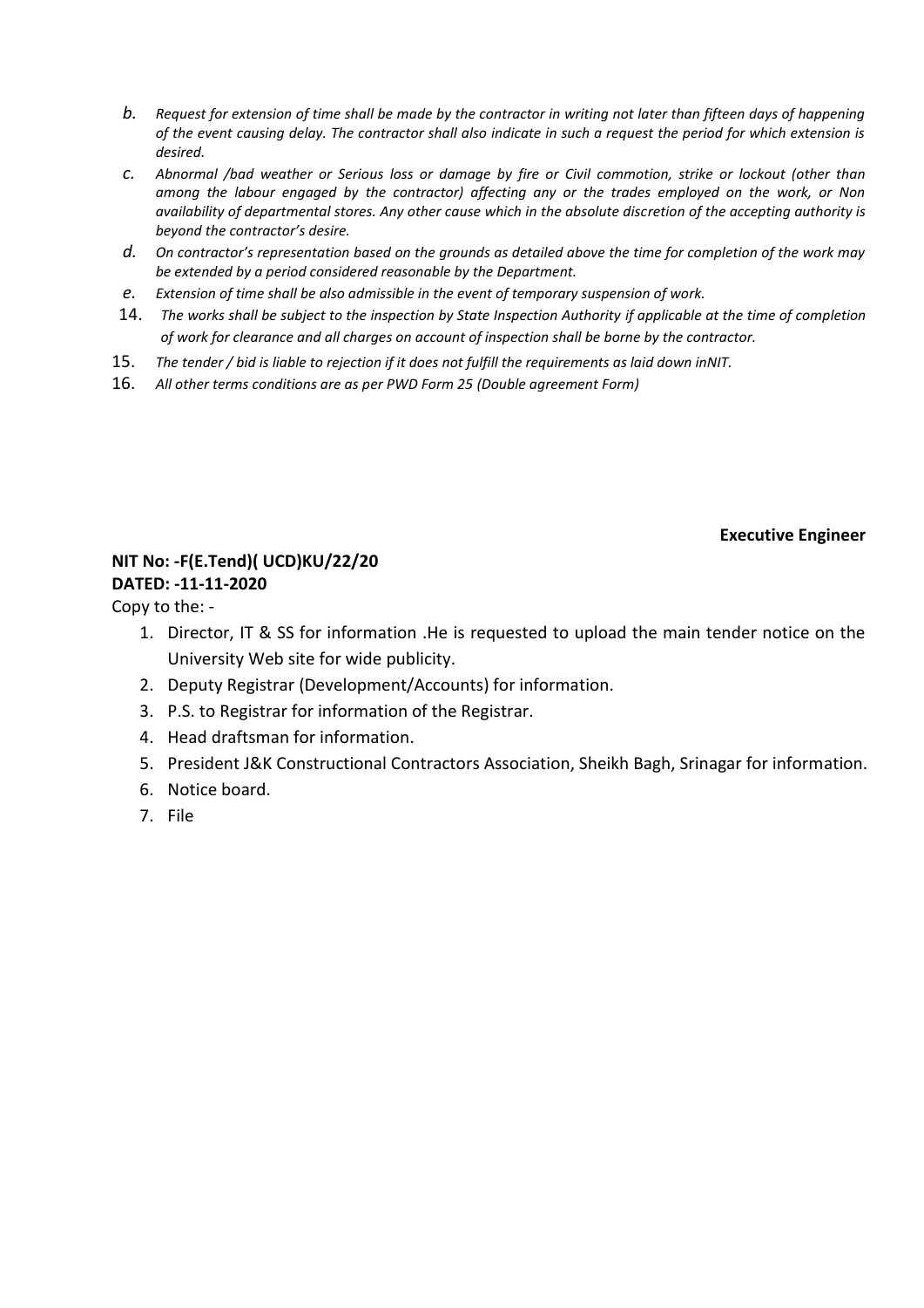- *b. Request for extension of time shall be made by the contractor in writing not later than fifteen days of happening of the event causing delay. The contractor shall also indicate in such a request the period for which extension is desired.*
- *c. Abnormal /bad weather or Serious loss or damage by fire or Civil commotion, strike or lockout (other than among the labour engaged by the contractor) affecting any or the trades employed on the work, or Non availability of departmental stores. Any other cause which in the absolute discretion of the accepting authority is beyond the contractor's desire.*
- *d. On contractor's representation based on the grounds as detailed above the time for completion of the work may be extended by a period considered reasonable by the Department.*
- *e. Extension of time shall be also admissible in the event of temporary suspension of work.*

14. *The works shall be subject to the inspection by State Inspection Authority if applicable at the time of completion of work for clearance and all charges on account of inspection shall be borne by the contractor.*
15. *The tender / bid is liable to rejection if it does not fulfill the requirements as laid down inNIT.*
16. *All other terms conditions are as per PWD Form 25 (Double agreement Form)*

**Executive Engineer**

**NIT No: -F(E.Tend)( UCD)KU/22/20**
**DATED: -11-11-2020**

Copy to the: -

1. Director, IT & SS for information .He is requested to upload the main tender notice on the University Web site for wide publicity.
2. Deputy Registrar (Development/Accounts) for information.
3. P.S. to Registrar for information of the Registrar.
4. Head draftsman for information.
5. President J&K Constructional Contractors Association, Sheikh Bagh, Srinagar for information.
6. Notice board.
7. File